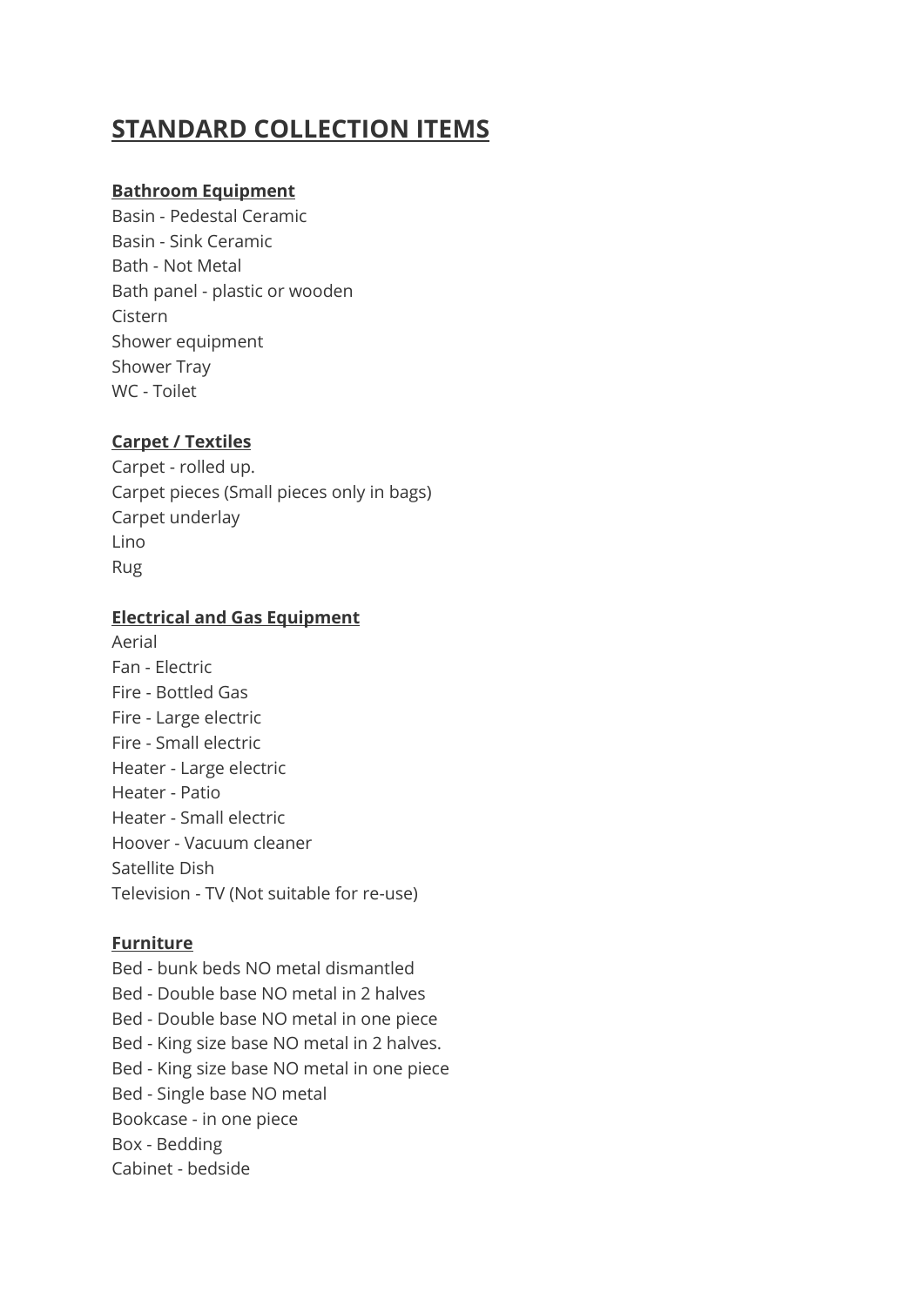# STANDARD COLLECTION ITEMS

**Bathroom Equipment**

Basin - Pedestal Ceramic
Basin - Sink Ceramic
Bath - Not Metal
Bath panel - plastic or wooden
Cistern
Shower equipment
Shower Tray
WC - Toilet

**Carpet / Textiles**

Carpet - rolled up.
Carpet pieces (Small pieces only in bags)
Carpet underlay
Lino
Rug

**Electrical and Gas Equipment**

Aerial
Fan - Electric
Fire - Bottled Gas
Fire - Large electric
Fire - Small electric
Heater - Large electric
Heater - Patio
Heater - Small electric
Hoover - Vacuum cleaner
Satellite Dish
Television - TV (Not suitable for re-use)

**Furniture**

Bed - bunk beds NO metal dismantled
Bed - Double base NO metal in 2 halves
Bed - Double base NO metal in one piece
Bed - King size base NO metal in 2 halves.
Bed - King size base NO metal in one piece
Bed - Single base NO metal
Bookcase - in one piece
Box - Bedding
Cabinet - bedside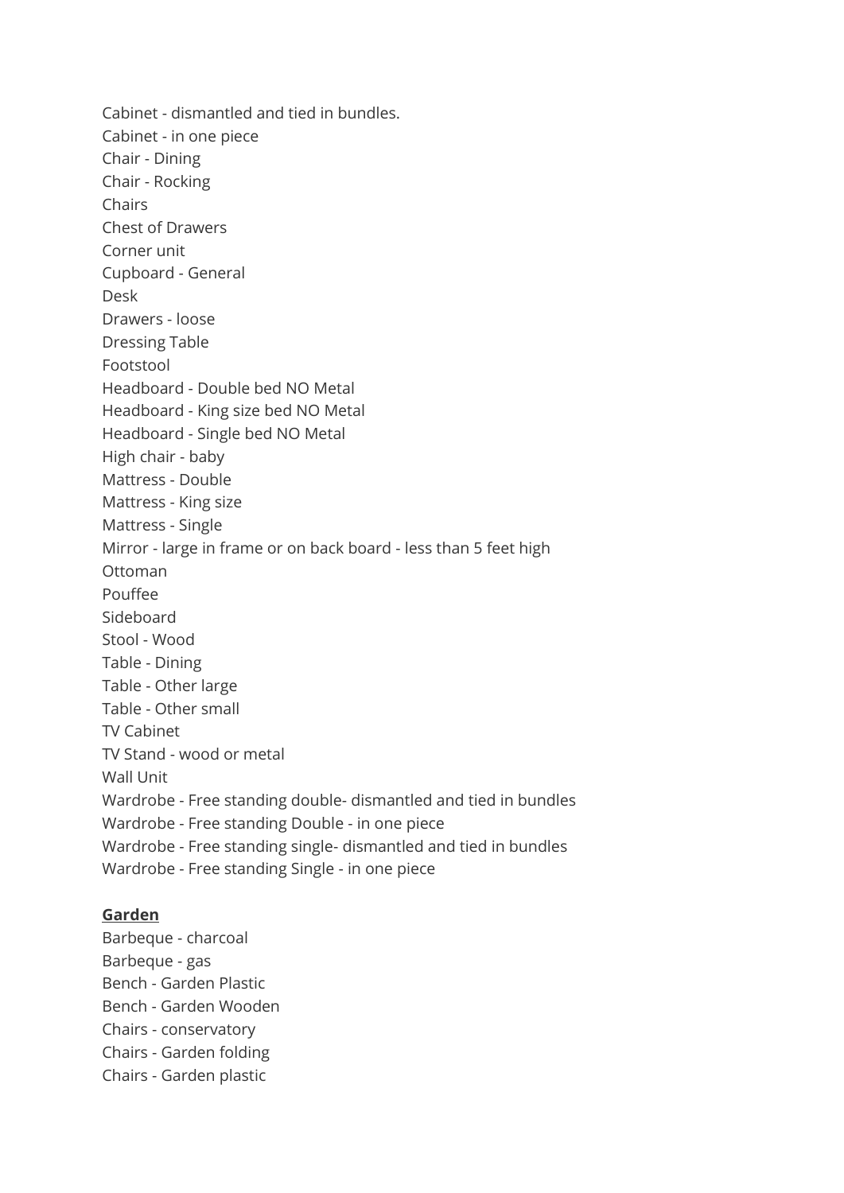Cabinet - dismantled and tied in bundles.
Cabinet - in one piece
Chair - Dining
Chair - Rocking
Chairs
Chest of Drawers
Corner unit
Cupboard - General
Desk
Drawers - loose
Dressing Table
Footstool
Headboard - Double bed NO Metal
Headboard - King size bed NO Metal
Headboard - Single bed NO Metal
High chair - baby
Mattress - Double
Mattress - King size
Mattress - Single
Mirror - large in frame or on back board - less than 5 feet high
Ottoman
Pouffee
Sideboard
Stool - Wood
Table - Dining
Table - Other large
Table - Other small
TV Cabinet
TV Stand - wood or metal
Wall Unit
Wardrobe - Free standing double- dismantled and tied in bundles
Wardrobe - Free standing Double - in one piece
Wardrobe - Free standing single- dismantled and tied in bundles
Wardrobe - Free standing Single - in one piece

**Garden**

Barbeque - charcoal
Barbeque - gas
Bench - Garden Plastic
Bench - Garden Wooden
Chairs - conservatory
Chairs - Garden folding
Chairs - Garden plastic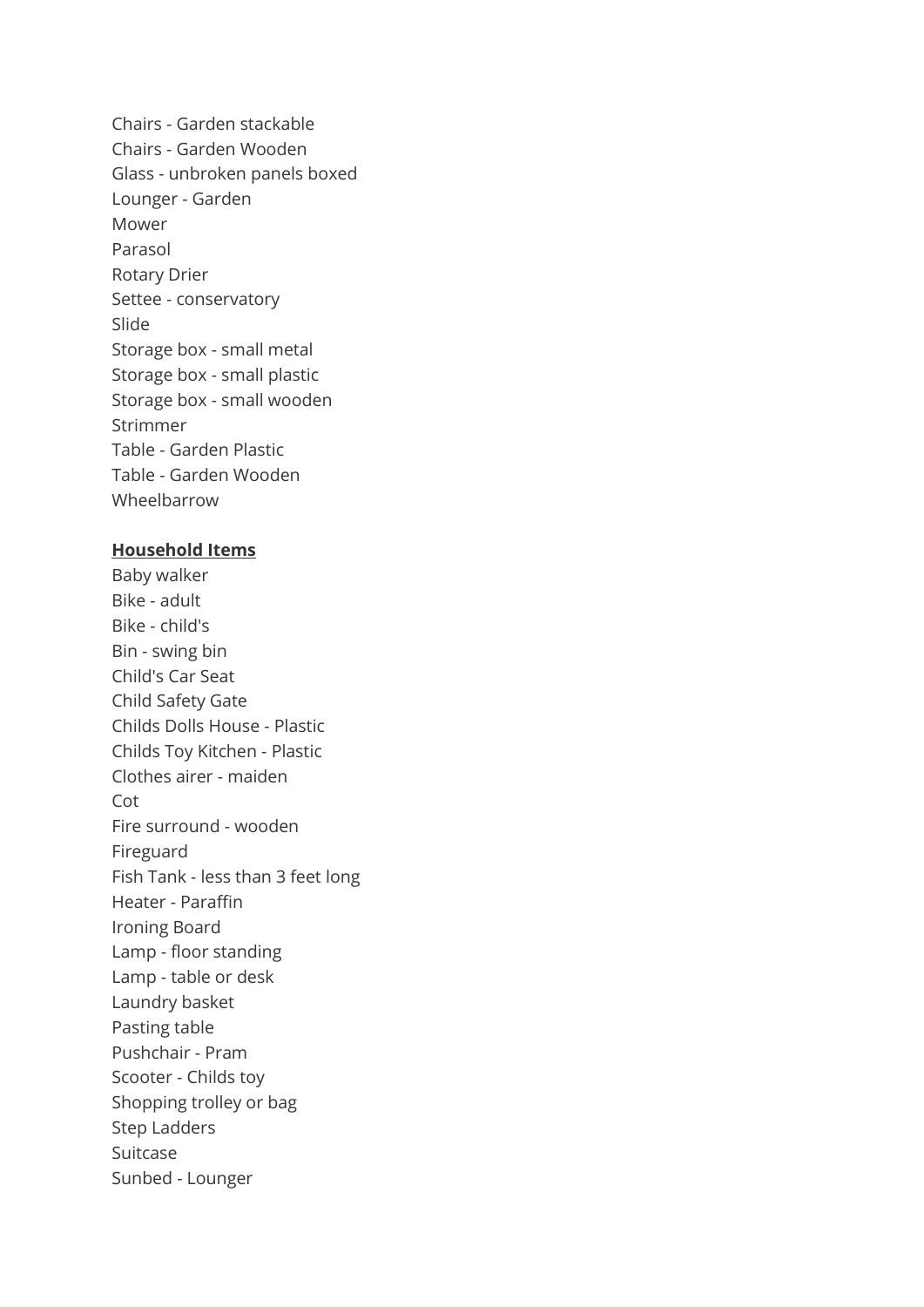Chairs - Garden stackable
Chairs - Garden Wooden
Glass - unbroken panels boxed
Lounger - Garden
Mower
Parasol
Rotary Drier
Settee - conservatory
Slide
Storage box - small metal
Storage box - small plastic
Storage box - small wooden
Strimmer
Table - Garden Plastic
Table - Garden Wooden
Wheelbarrow

**Household Items**

Baby walker
Bike - adult
Bike - child's
Bin - swing bin
Child's Car Seat
Child Safety Gate
Childs Dolls House - Plastic
Childs Toy Kitchen - Plastic
Clothes airer - maiden
Cot
Fire surround - wooden
Fireguard
Fish Tank - less than 3 feet long
Heater - Paraffin
Ironing Board
Lamp - floor standing
Lamp - table or desk
Laundry basket
Pasting table
Pushchair - Pram
Scooter - Childs toy
Shopping trolley or bag
Step Ladders
Suitcase
Sunbed - Lounger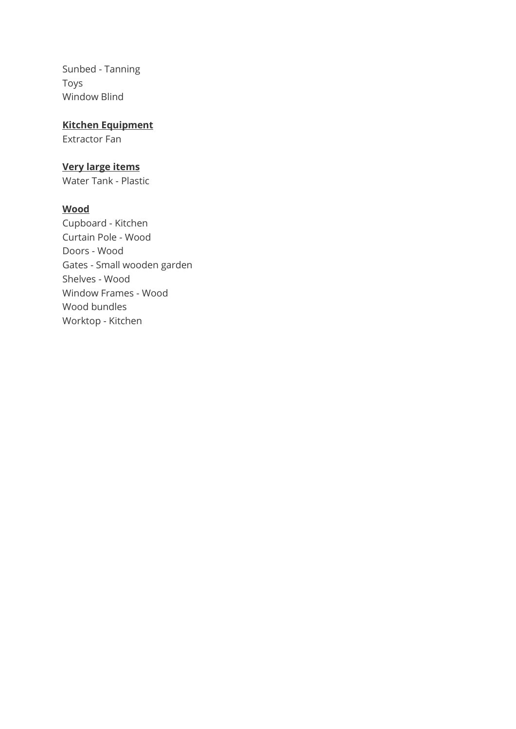Sunbed - Tanning
Toys
Window Blind

**Kitchen Equipment**

Extractor Fan

**Very large items**

Water Tank - Plastic

**Wood**

Cupboard - Kitchen
Curtain Pole - Wood
Doors - Wood
Gates - Small wooden garden
Shelves - Wood
Window Frames - Wood
Wood bundles
Worktop - Kitchen